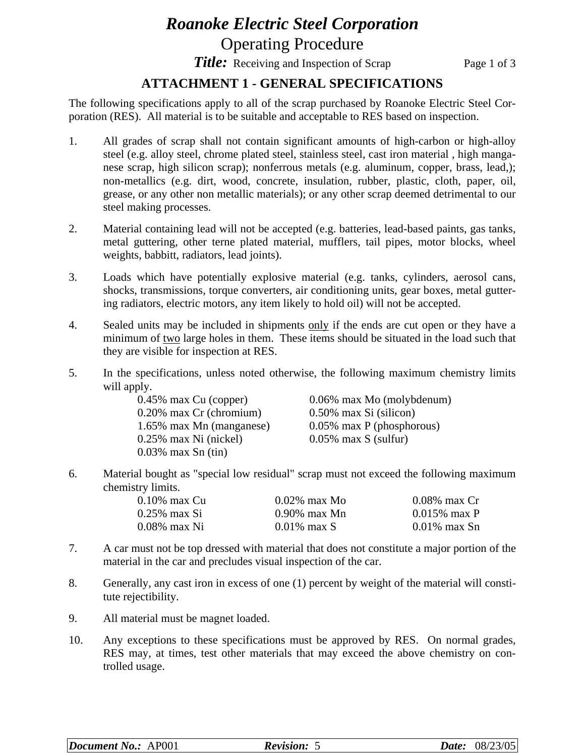# *Roanoke Electric Steel Corporation*

## Operating Procedure

***Title:*** Receiving and Inspection of Scrap

## ATTACHMENT 1 - GENERAL SPECIFICATIONS

The following specifications apply to all of the scrap purchased by Roanoke Electric Steel Corporation (RES). All material is to be suitable and acceptable to RES based on inspection.

1. All grades of scrap shall not contain significant amounts of high-carbon or high-alloy steel (e.g. alloy steel, chrome plated steel, stainless steel, cast iron material , high manganese scrap, high silicon scrap); nonferrous metals (e.g. aluminum, copper, brass, lead,); non-metallics (e.g. dirt, wood, concrete, insulation, rubber, plastic, cloth, paper, oil, grease, or any other non metallic materials); or any other scrap deemed detrimental to our steel making processes.

2. Material containing lead will not be accepted (e.g. batteries, lead-based paints, gas tanks, metal guttering, other terne plated material, mufflers, tail pipes, motor blocks, wheel weights, babbitt, radiators, lead joints).

3. Loads which have potentially explosive material (e.g. tanks, cylinders, aerosol cans, shocks, transmissions, torque converters, air conditioning units, gear boxes, metal guttering radiators, electric motors, any item likely to hold oil) will not be accepted.

4. Sealed units may be included in shipments <u>only</u> if the ends are cut open or they have a minimum of <u>two</u> large holes in them. These items should be situated in the load such that they are visible for inspection at RES.

5. In the specifications, unless noted otherwise, the following maximum chemistry limits will apply.

   | | |
   |---|---|
   | 0.45% max Cu (copper) | 0.06% max Mo (molybdenum) |
   | 0.20% max Cr (chromium) | 0.50% max Si (silicon) |
   | 1.65% max Mn (manganese) | 0.05% max P (phosphorous) |
   | 0.25% max Ni (nickel) | 0.05% max S (sulfur) |
   | 0.03% max Sn (tin) | |

6. Material bought as "special low residual" scrap must not exceed the following maximum chemistry limits.

   | | | |
   |---|---|---|
   | 0.10% max Cu | 0.02% max Mo | 0.08% max Cr |
   | 0.25% max Si | 0.90% max Mn | 0.015% max P |
   | 0.08% max Ni | 0.01% max S | 0.01% max Sn |

7. A car must not be top dressed with material that does not constitute a major portion of the material in the car and precludes visual inspection of the car.

8. Generally, any cast iron in excess of one (1) percent by weight of the material will constitute rejectibility.

9. All material must be magnet loaded.

10. Any exceptions to these specifications must be approved by RES. On normal grades, RES may, at times, test other materials that may exceed the above chemistry on controlled usage.

| ***Document No.:*** AP001 | ***Revision:*** 5 | ***Date:*** 08/23/05 |
|---|---|---|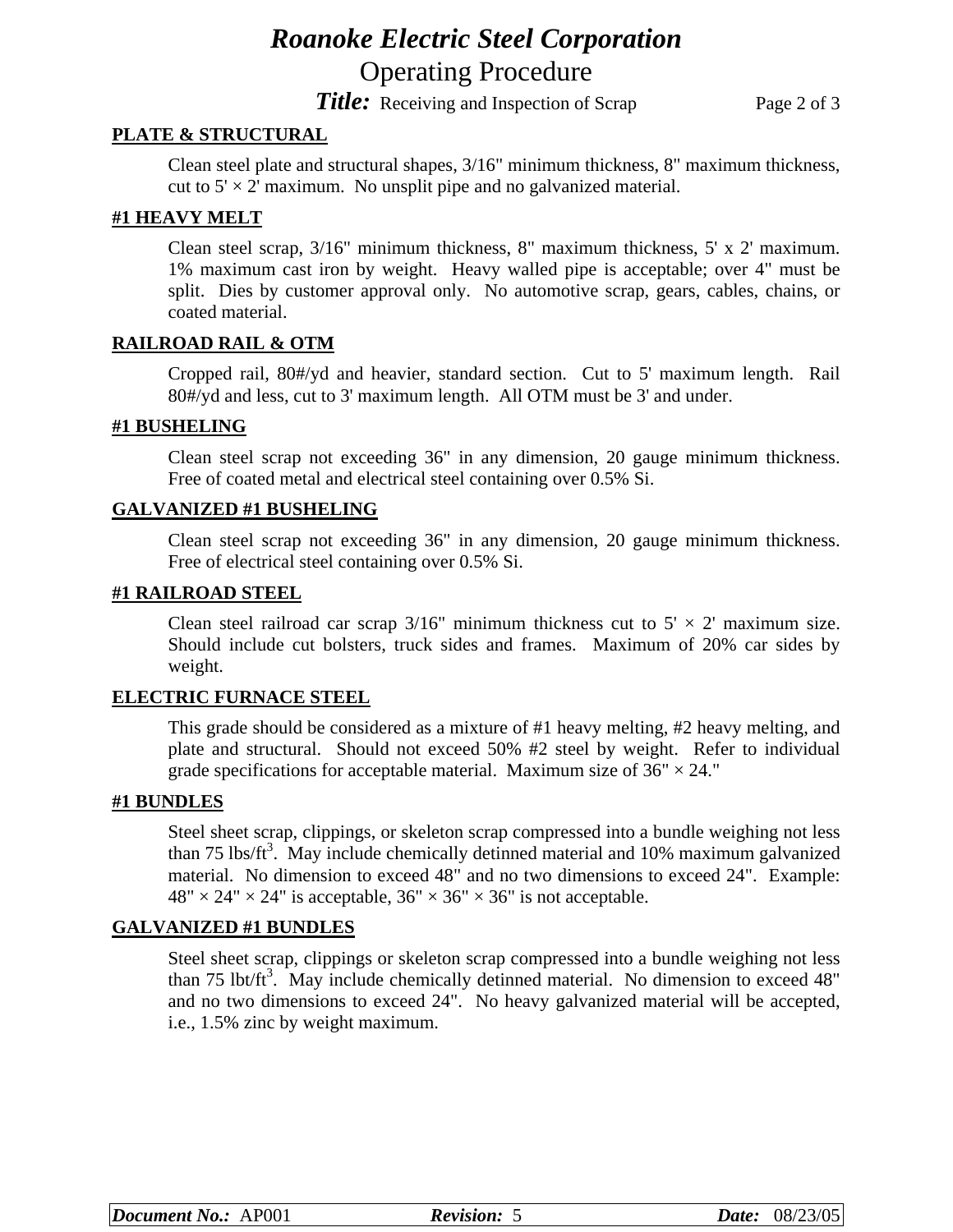## PLATE & STRUCTURAL

Clean steel plate and structural shapes, 3/16" minimum thickness, 8" maximum thickness, cut to 5' × 2' maximum. No unsplit pipe and no galvanized material.

## #1 HEAVY MELT

Clean steel scrap, 3/16" minimum thickness, 8" maximum thickness, 5' x 2' maximum. 1% maximum cast iron by weight. Heavy walled pipe is acceptable; over 4" must be split. Dies by customer approval only. No automotive scrap, gears, cables, chains, or coated material.

## RAILROAD RAIL & OTM

Cropped rail, 80#/yd and heavier, standard section. Cut to 5' maximum length. Rail 80#/yd and less, cut to 3' maximum length. All OTM must be 3' and under.

## #1 BUSHELING

Clean steel scrap not exceeding 36" in any dimension, 20 gauge minimum thickness. Free of coated metal and electrical steel containing over 0.5% Si.

## GALVANIZED #1 BUSHELING

Clean steel scrap not exceeding 36" in any dimension, 20 gauge minimum thickness. Free of electrical steel containing over 0.5% Si.

## #1 RAILROAD STEEL

Clean steel railroad car scrap 3/16" minimum thickness cut to 5' × 2' maximum size. Should include cut bolsters, truck sides and frames. Maximum of 20% car sides by weight.

## ELECTRIC FURNACE STEEL

This grade should be considered as a mixture of #1 heavy melting, #2 heavy melting, and plate and structural. Should not exceed 50% #2 steel by weight. Refer to individual grade specifications for acceptable material. Maximum size of 36" × 24."

## #1 BUNDLES

Steel sheet scrap, clippings, or skeleton scrap compressed into a bundle weighing not less than 75 lbs/ft$^3$. May include chemically detinned material and 10% maximum galvanized material. No dimension to exceed 48" and no two dimensions to exceed 24". Example: 48" × 24" × 24" is acceptable, 36" × 36" × 36" is not acceptable.

## GALVANIZED #1 BUNDLES

Steel sheet scrap, clippings or skeleton scrap compressed into a bundle weighing not less than 75 lbt/ft$^3$. May include chemically detinned material. No dimension to exceed 48" and no two dimensions to exceed 24". No heavy galvanized material will be accepted, i.e., 1.5% zinc by weight maximum.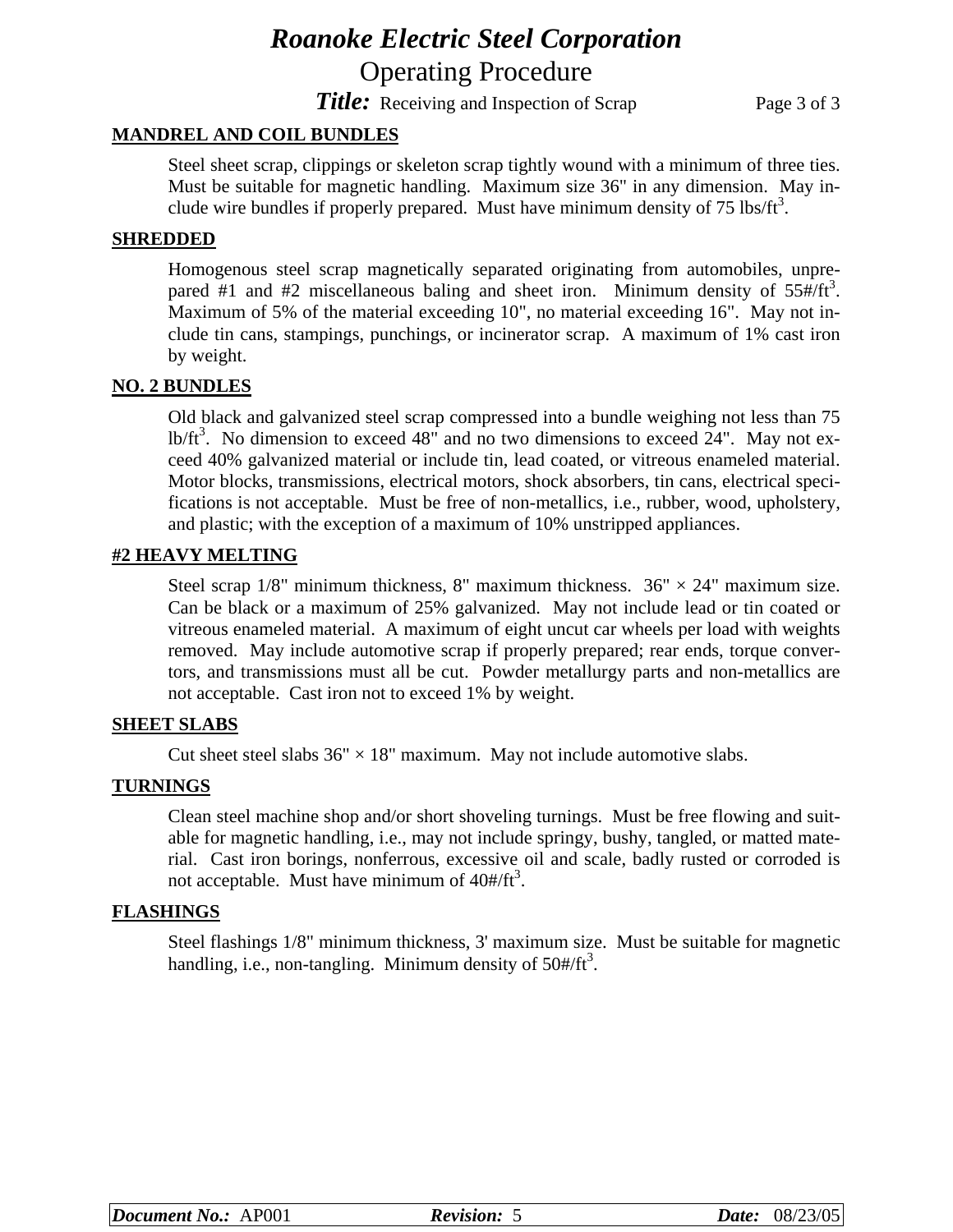## MANDREL AND COIL BUNDLES

Steel sheet scrap, clippings or skeleton scrap tightly wound with a minimum of three ties. Must be suitable for magnetic handling. Maximum size 36" in any dimension. May include wire bundles if properly prepared. Must have minimum density of 75 lbs/ft$^3$.

## SHREDDED

Homogenous steel scrap magnetically separated originating from automobiles, unprepared #1 and #2 miscellaneous baling and sheet iron. Minimum density of 55#/ft$^3$. Maximum of 5% of the material exceeding 10", no material exceeding 16". May not include tin cans, stampings, punchings, or incinerator scrap. A maximum of 1% cast iron by weight.

## NO. 2 BUNDLES

Old black and galvanized steel scrap compressed into a bundle weighing not less than 75 lb/ft$^3$. No dimension to exceed 48" and no two dimensions to exceed 24". May not exceed 40% galvanized material or include tin, lead coated, or vitreous enameled material. Motor blocks, transmissions, electrical motors, shock absorbers, tin cans, electrical specifications is not acceptable. Must be free of non-metallics, i.e., rubber, wood, upholstery, and plastic; with the exception of a maximum of 10% unstripped appliances.

## #2 HEAVY MELTING

Steel scrap 1/8" minimum thickness, 8" maximum thickness. 36" × 24" maximum size. Can be black or a maximum of 25% galvanized. May not include lead or tin coated or vitreous enameled material. A maximum of eight uncut car wheels per load with weights removed. May include automotive scrap if properly prepared; rear ends, torque convertors, and transmissions must all be cut. Powder metallurgy parts and non-metallics are not acceptable. Cast iron not to exceed 1% by weight.

## SHEET SLABS

Cut sheet steel slabs 36" × 18" maximum. May not include automotive slabs.

## TURNINGS

Clean steel machine shop and/or short shoveling turnings. Must be free flowing and suitable for magnetic handling, i.e., may not include springy, bushy, tangled, or matted material. Cast iron borings, nonferrous, excessive oil and scale, badly rusted or corroded is not acceptable. Must have minimum of 40#/ft$^3$.

## FLASHINGS

Steel flashings 1/8" minimum thickness, 3' maximum size. Must be suitable for magnetic handling, i.e., non-tangling. Minimum density of 50#/ft$^3$.